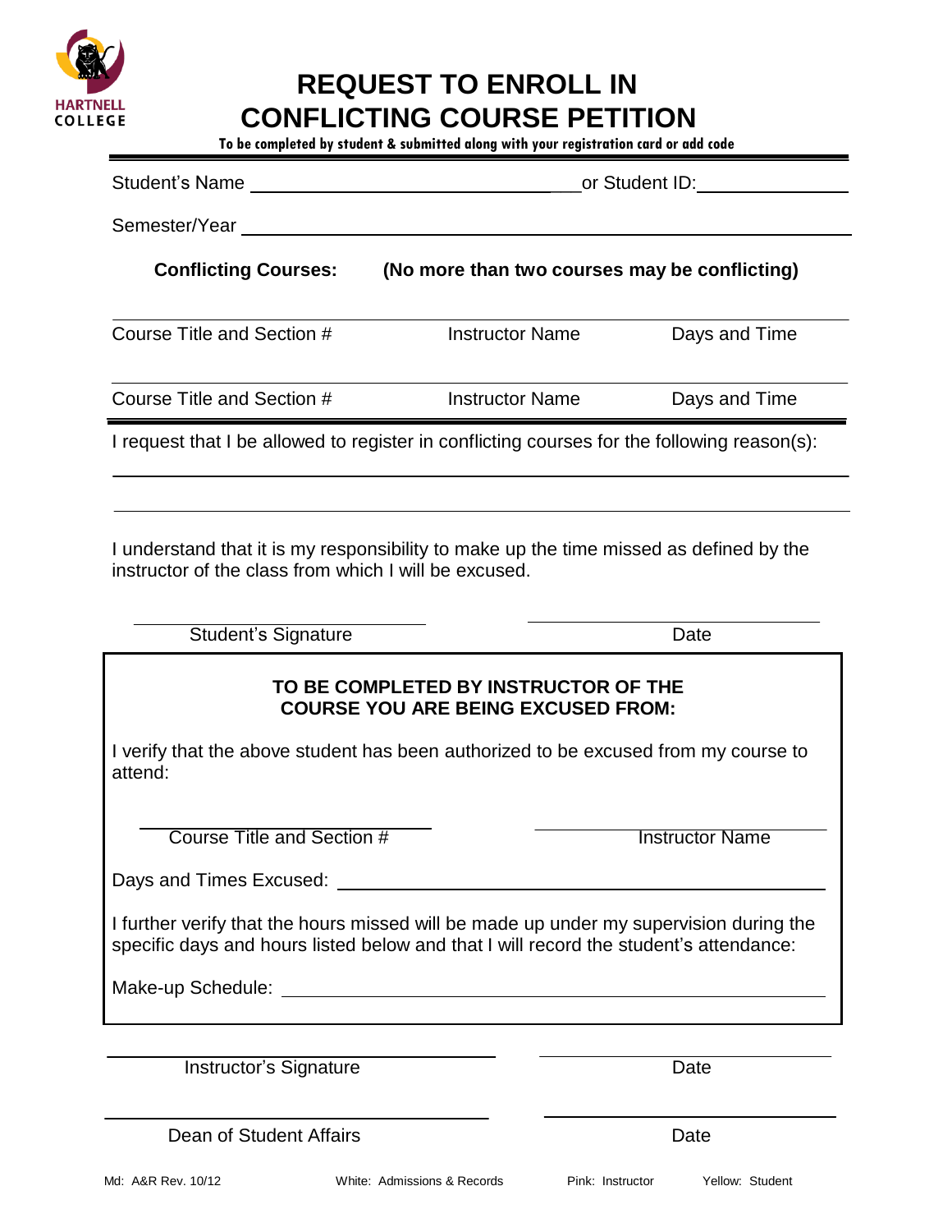HARTNELL COLLEGE

# REQUEST TO ENROLL IN CONFLICTING COURSE PETITION

**To be completed by student & submitted along with your registration card or add code**

Student's Name ________________________________ or Student ID: ______________

Semester/Year ____________________________________________________________

**Conflicting Courses:** **(No more than two courses may be conflicting)**

| Course Title and Section # | Instructor Name | Days and Time |
| --- | --- | --- |
| Course Title and Section # | Instructor Name | Days and Time |

I request that I be allowed to register in conflicting courses for the following reason(s):

______________________________________________________________________

______________________________________________________________________

I understand that it is my responsibility to make up the time missed as defined by the instructor of the class from which I will be excused.

______________________________ ______________________________

Student's Signature Date

**TO BE COMPLETED BY INSTRUCTOR OF THE COURSE YOU ARE BEING EXCUSED FROM:**

I verify that the above student has been authorized to be excused from my course to attend:

______________________________ ______________________________

Course Title and Section # Instructor Name

Days and Times Excused: ______________________________________________

I further verify that the hours missed will be made up under my supervision during the specific days and hours listed below and that I will record the student's attendance:

Make-up Schedule: ____________________________________________________

______________________________ ______________________________

Instructor's Signature Date

______________________________ ______________________________

Dean of Student Affairs Date

Md: A&R Rev. 10/12 White: Admissions & Records Pink: Instructor Yellow: Student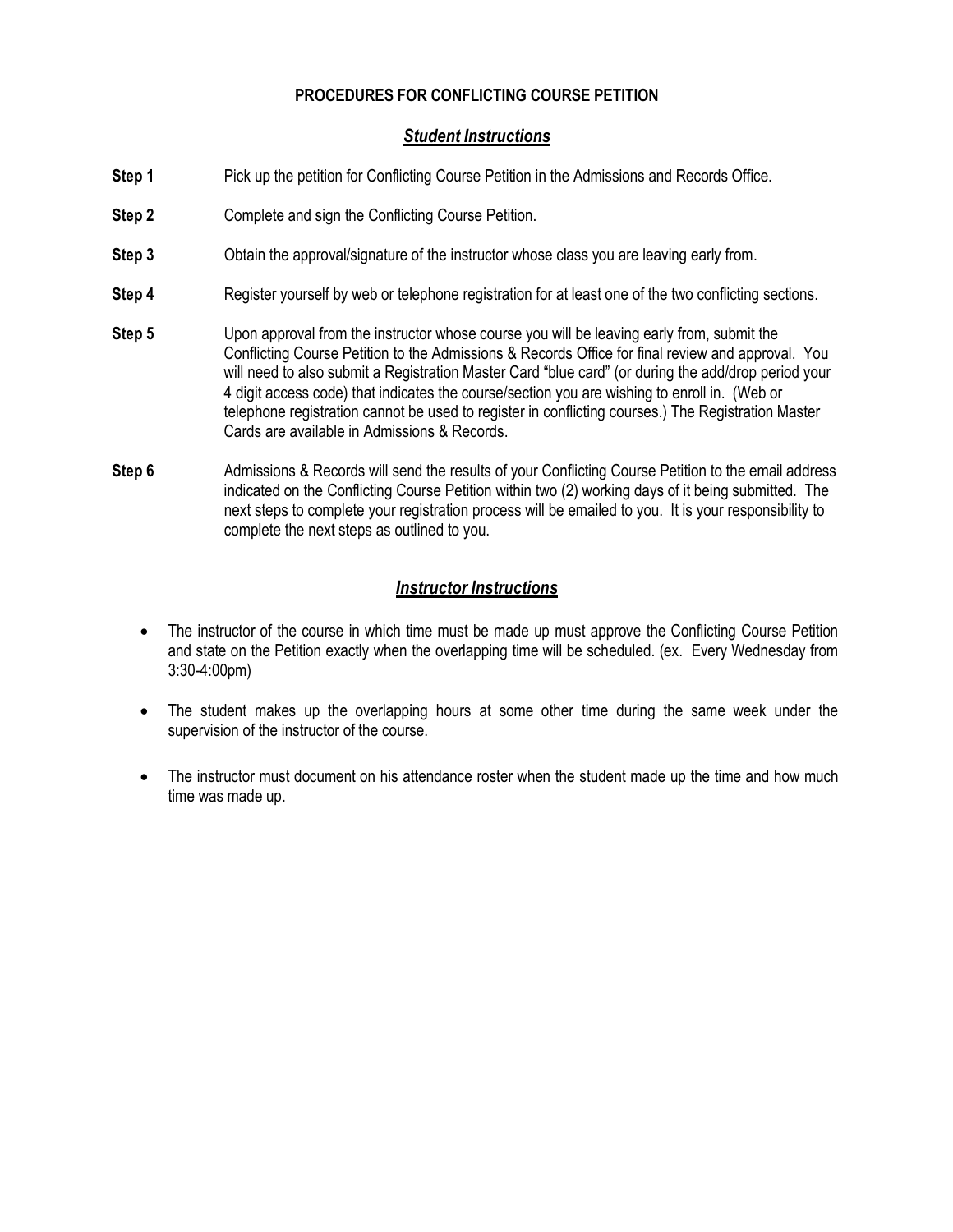## PROCEDURES FOR CONFLICTING COURSE PETITION

### ***Student Instructions***

**Step 1** Pick up the petition for Conflicting Course Petition in the Admissions and Records Office.

**Step 2** Complete and sign the Conflicting Course Petition.

**Step 3** Obtain the approval/signature of the instructor whose class you are leaving early from.

**Step 4** Register yourself by web or telephone registration for at least one of the two conflicting sections.

**Step 5** Upon approval from the instructor whose course you will be leaving early from, submit the Conflicting Course Petition to the Admissions & Records Office for final review and approval. You will need to also submit a Registration Master Card "blue card" (or during the add/drop period your 4 digit access code) that indicates the course/section you are wishing to enroll in. (Web or telephone registration cannot be used to register in conflicting courses.) The Registration Master Cards are available in Admissions & Records.

**Step 6** Admissions & Records will send the results of your Conflicting Course Petition to the email address indicated on the Conflicting Course Petition within two (2) working days of it being submitted. The next steps to complete your registration process will be emailed to you. It is your responsibility to complete the next steps as outlined to you.

### ***Instructor Instructions***

- The instructor of the course in which time must be made up must approve the Conflicting Course Petition and state on the Petition exactly when the overlapping time will be scheduled. (ex. Every Wednesday from 3:30-4:00pm)
- The student makes up the overlapping hours at some other time during the same week under the supervision of the instructor of the course.
- The instructor must document on his attendance roster when the student made up the time and how much time was made up.